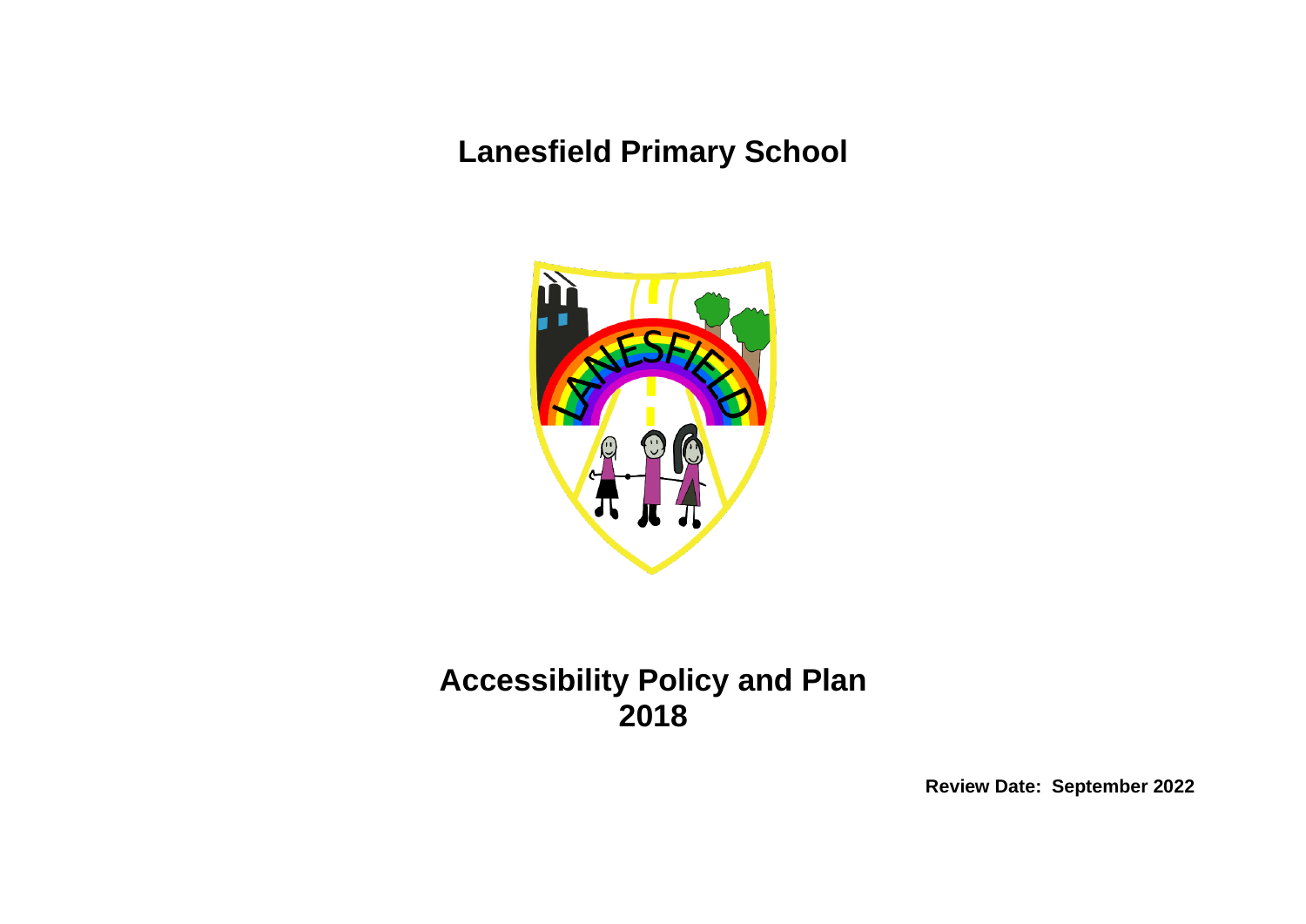# Lanesfield Primary School

# Accessibility Policy and Plan 2018

**Review Date: September 2022**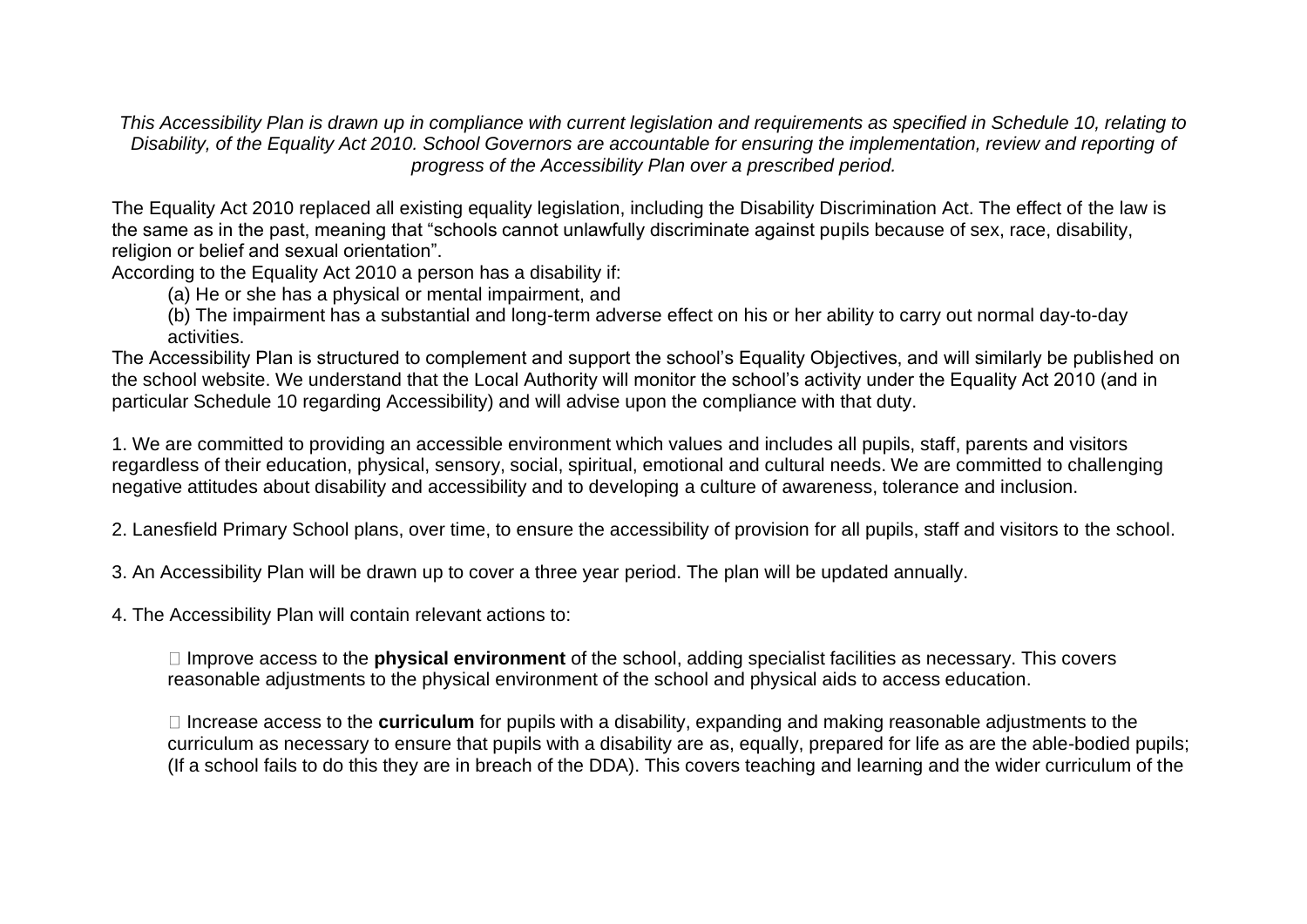*This Accessibility Plan is drawn up in compliance with current legislation and requirements as specified in Schedule 10, relating to Disability, of the Equality Act 2010. School Governors are accountable for ensuring the implementation, review and reporting of progress of the Accessibility Plan over a prescribed period.*

The Equality Act 2010 replaced all existing equality legislation, including the Disability Discrimination Act. The effect of the law is the same as in the past, meaning that "schools cannot unlawfully discriminate against pupils because of sex, race, disability, religion or belief and sexual orientation".

According to the Equality Act 2010 a person has a disability if:

(a) He or she has a physical or mental impairment, and

(b) The impairment has a substantial and long-term adverse effect on his or her ability to carry out normal day-to-day activities.

The Accessibility Plan is structured to complement and support the school's Equality Objectives, and will similarly be published on the school website. We understand that the Local Authority will monitor the school's activity under the Equality Act 2010 (and in particular Schedule 10 regarding Accessibility) and will advise upon the compliance with that duty.

1. We are committed to providing an accessible environment which values and includes all pupils, staff, parents and visitors regardless of their education, physical, sensory, social, spiritual, emotional and cultural needs. We are committed to challenging negative attitudes about disability and accessibility and to developing a culture of awareness, tolerance and inclusion.

2. Lanesfield Primary School plans, over time, to ensure the accessibility of provision for all pupils, staff and visitors to the school.

3. An Accessibility Plan will be drawn up to cover a three year period. The plan will be updated annually.

4. The Accessibility Plan will contain relevant actions to:

- Improve access to the **physical environment** of the school, adding specialist facilities as necessary. This covers reasonable adjustments to the physical environment of the school and physical aids to access education.

- Increase access to the **curriculum** for pupils with a disability, expanding and making reasonable adjustments to the curriculum as necessary to ensure that pupils with a disability are as, equally, prepared for life as are the able-bodied pupils; (If a school fails to do this they are in breach of the DDA). This covers teaching and learning and the wider curriculum of the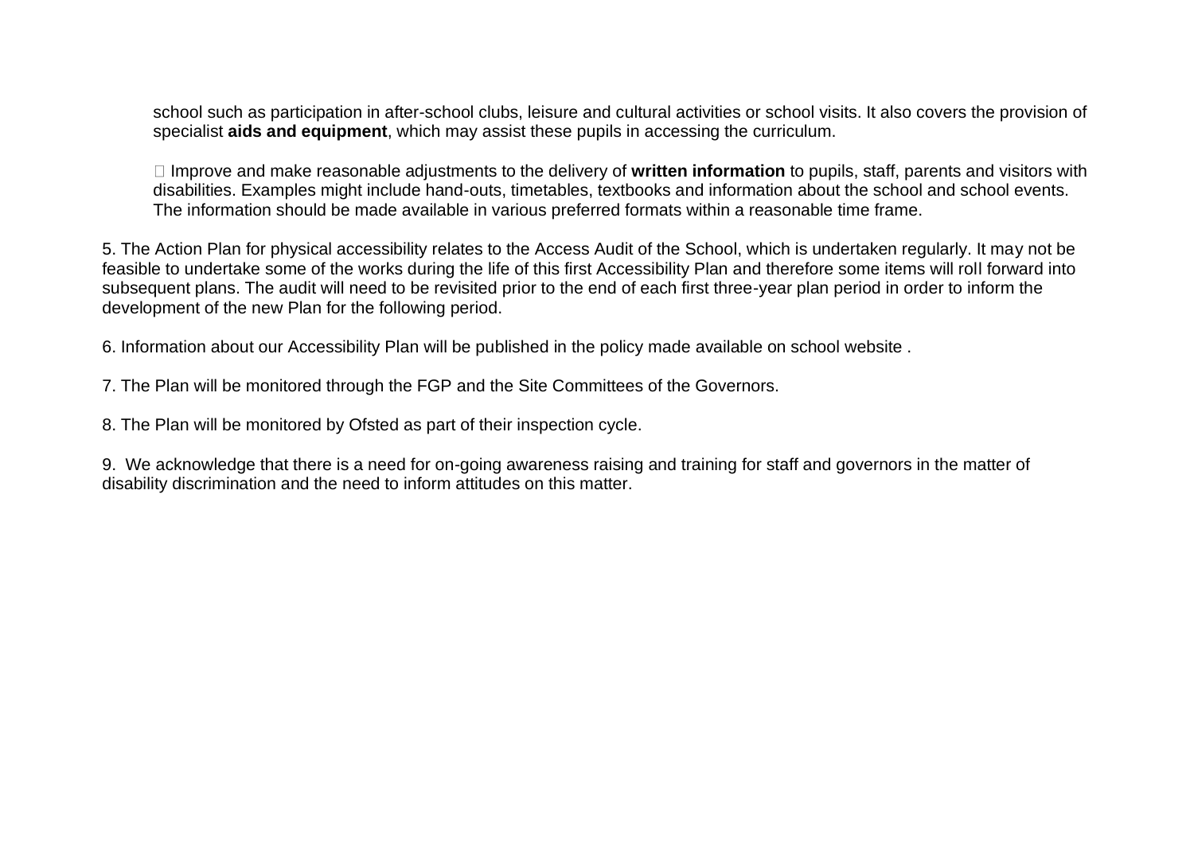school such as participation in after-school clubs, leisure and cultural activities or school visits. It also covers the provision of specialist **aids and equipment**, which may assist these pupils in accessing the curriculum.

- Improve and make reasonable adjustments to the delivery of **written information** to pupils, staff, parents and visitors with disabilities. Examples might include hand-outs, timetables, textbooks and information about the school and school events. The information should be made available in various preferred formats within a reasonable time frame.

5. The Action Plan for physical accessibility relates to the Access Audit of the School, which is undertaken regularly. It may not be feasible to undertake some of the works during the life of this first Accessibility Plan and therefore some items will roll forward into subsequent plans. The audit will need to be revisited prior to the end of each first three-year plan period in order to inform the development of the new Plan for the following period.

6. Information about our Accessibility Plan will be published in the policy made available on school website .

7. The Plan will be monitored through the FGP and the Site Committees of the Governors.

8. The Plan will be monitored by Ofsted as part of their inspection cycle.

9. We acknowledge that there is a need for on-going awareness raising and training for staff and governors in the matter of disability discrimination and the need to inform attitudes on this matter.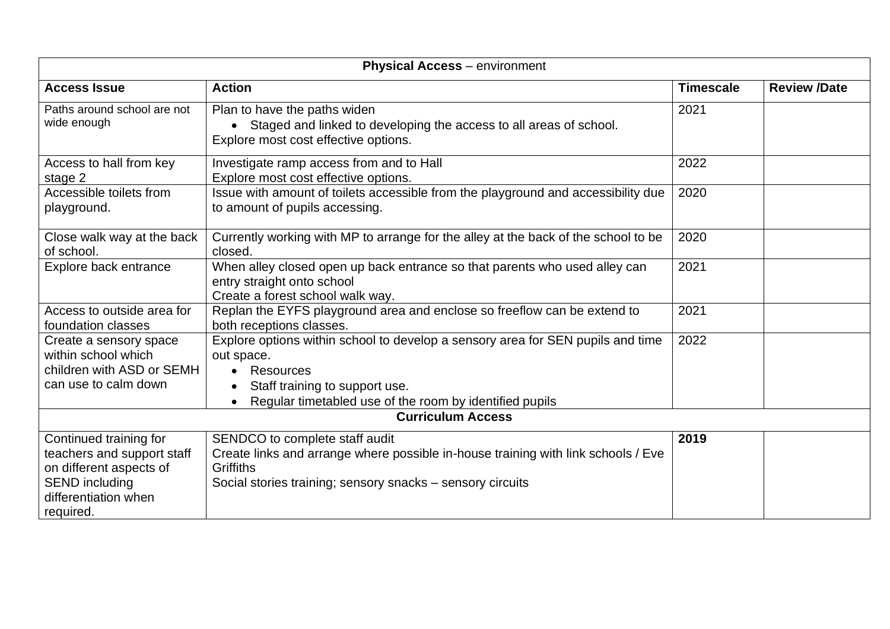| **Physical Access** – environment | | | |
|---|---|---|---|
| **Access Issue** | **Action** | **Timescale** | **Review /Date** |
| Paths around school are not wide enough | Plan to have the paths widen<br>• Staged and linked to developing the access to all areas of school.<br>Explore most cost effective options. | 2021 | |
| Access to hall from key stage 2 | Investigate ramp access from and to Hall<br>Explore most cost effective options. | 2022 | |
| Accessible toilets from playground. | Issue with amount of toilets accessible from the playground and accessibility due to amount of pupils accessing. | 2020 | |
| Close walk way at the back of school. | Currently working with MP to arrange for the alley at the back of the school to be closed. | 2020 | |
| Explore back entrance | When alley closed open up back entrance so that parents who used alley can entry straight onto school<br>Create a forest school walk way. | 2021 | |
| Access to outside area for foundation classes | Replan the EYFS playground area and enclose so freeflow can be extend to both receptions classes. | 2021 | |
| Create a sensory space within school which children with ASD or SEMH can use to calm down | Explore options within school to develop a sensory area for SEN pupils and time out space.<br>• Resources<br>• Staff training to support use.<br>• Regular timetabled use of the room by identified pupils | 2022 | |
| **Curriculum Access** | | | |
| Continued training for teachers and support staff on different aspects of SEND including differentiation when required. | SENDCO to complete staff audit<br>Create links and arrange where possible in-house training with link schools / Eve Griffiths<br>Social stories training; sensory snacks – sensory circuits | **2019** | |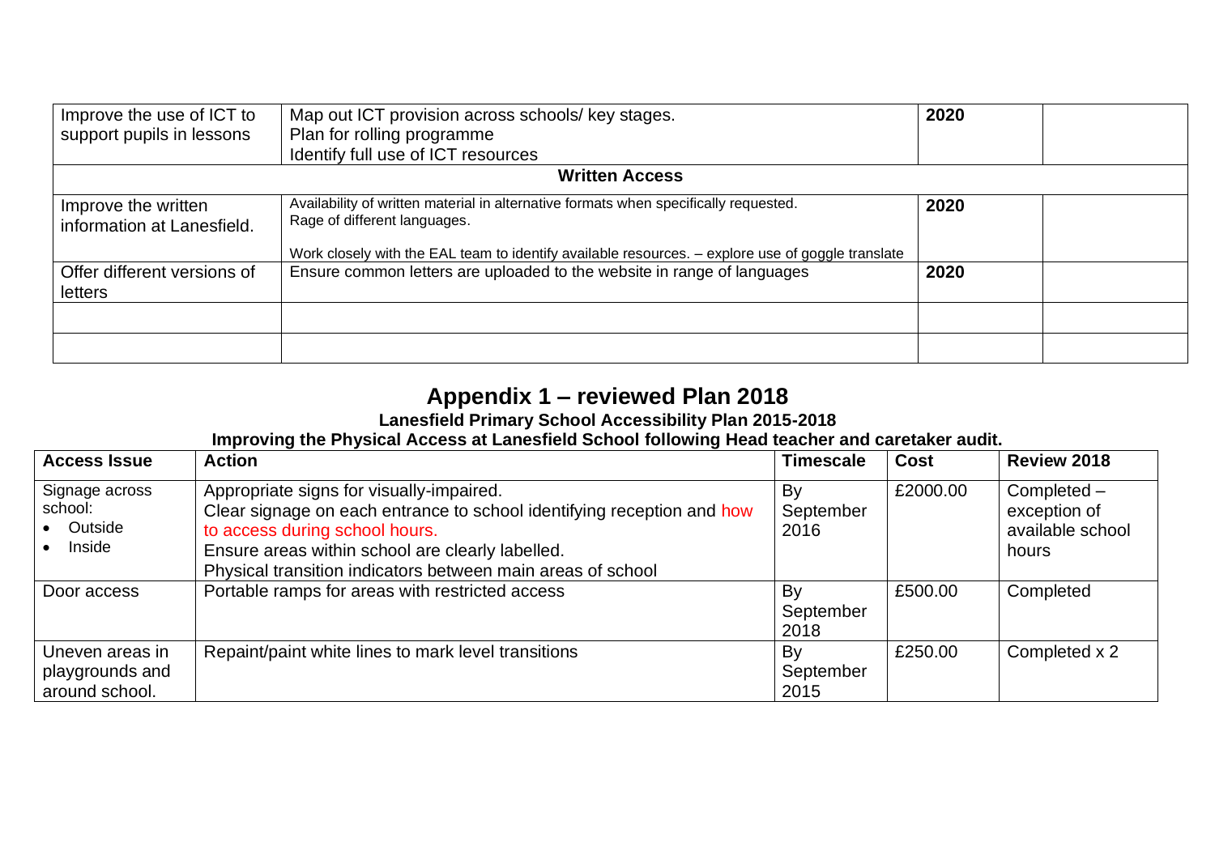| | | | |
|---|---|---|---|
| Improve the use of ICT to support pupils in lessons | Map out ICT provision across schools/ key stages.<br>Plan for rolling programme<br>Identify full use of ICT resources | **2020** | |
| **Written Access** | | | |
| Improve the written information at Lanesfield. | Availability of written material in alternative formats when specifically requested.<br>Rage of different languages.<br><br>Work closely with the EAL team to identify available resources. – explore use of goggle translate | **2020** | |
| Offer different versions of letters | Ensure common letters are uploaded to the website in range of languages | **2020** | |
| | | | |
| | | | |

# Appendix 1 – reviewed Plan 2018

**Lanesfield Primary School Accessibility Plan 2015-2018**

**Improving the Physical Access at Lanesfield School following Head teacher and caretaker audit.**

| Access Issue | Action | Timescale | Cost | Review 2018 |
|---|---|---|---|---|
| Signage across school:<br>• Outside<br>• Inside | Appropriate signs for visually-impaired.<br>Clear signage on each entrance to school identifying reception and how to access during school hours.<br>Ensure areas within school are clearly labelled.<br>Physical transition indicators between main areas of school | By September 2016 | £2000.00 | Completed – exception of available school hours |
| Door access | Portable ramps for areas with restricted access | By September 2018 | £500.00 | Completed |
| Uneven areas in playgrounds and around school. | Repaint/paint white lines to mark level transitions | By September 2015 | £250.00 | Completed x 2 |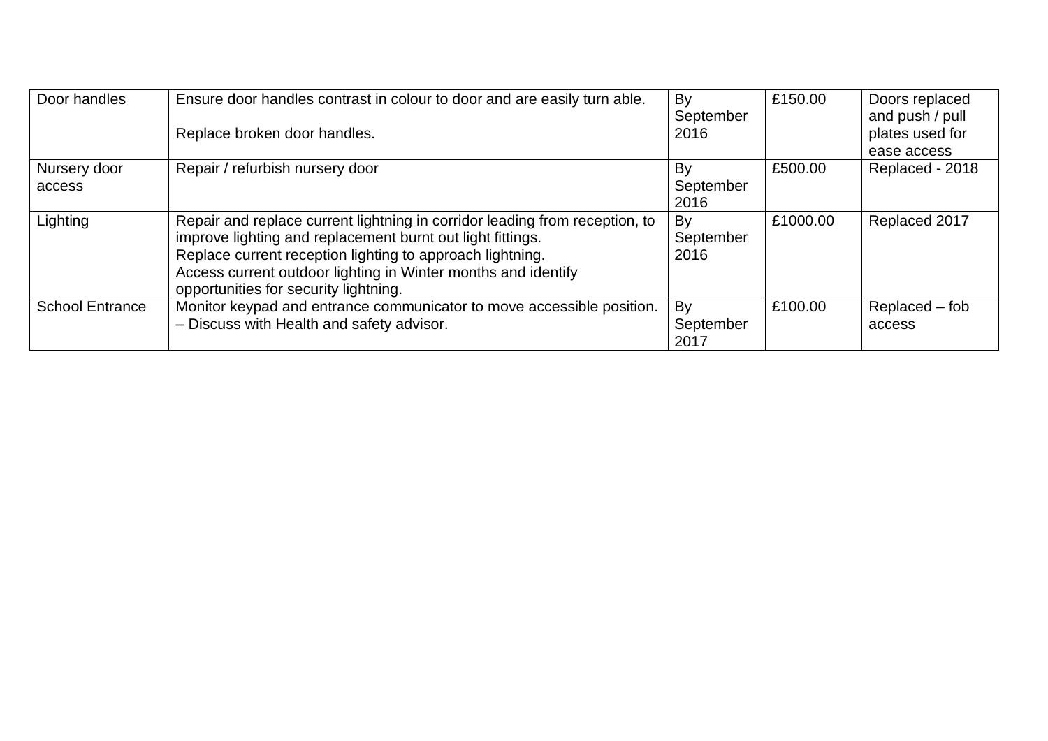| Door handles | Ensure door handles contrast in colour to door and are easily turn able.<br><br>Replace broken door handles. | By September 2016 | £150.00 | Doors replaced and push / pull plates used for ease access |
|---|---|---|---|---|
| Nursery door access | Repair / refurbish nursery door | By September 2016 | £500.00 | Replaced - 2018 |
| Lighting | Repair and replace current lightning in corridor leading from reception, to improve lighting and replacement burnt out light fittings.<br>Replace current reception lighting to approach lightning.<br>Access current outdoor lighting in Winter months and identify opportunities for security lightning. | By September 2016 | £1000.00 | Replaced 2017 |
| School Entrance | Monitor keypad and entrance communicator to move accessible position.<br>– Discuss with Health and safety advisor. | By September 2017 | £100.00 | Replaced – fob access |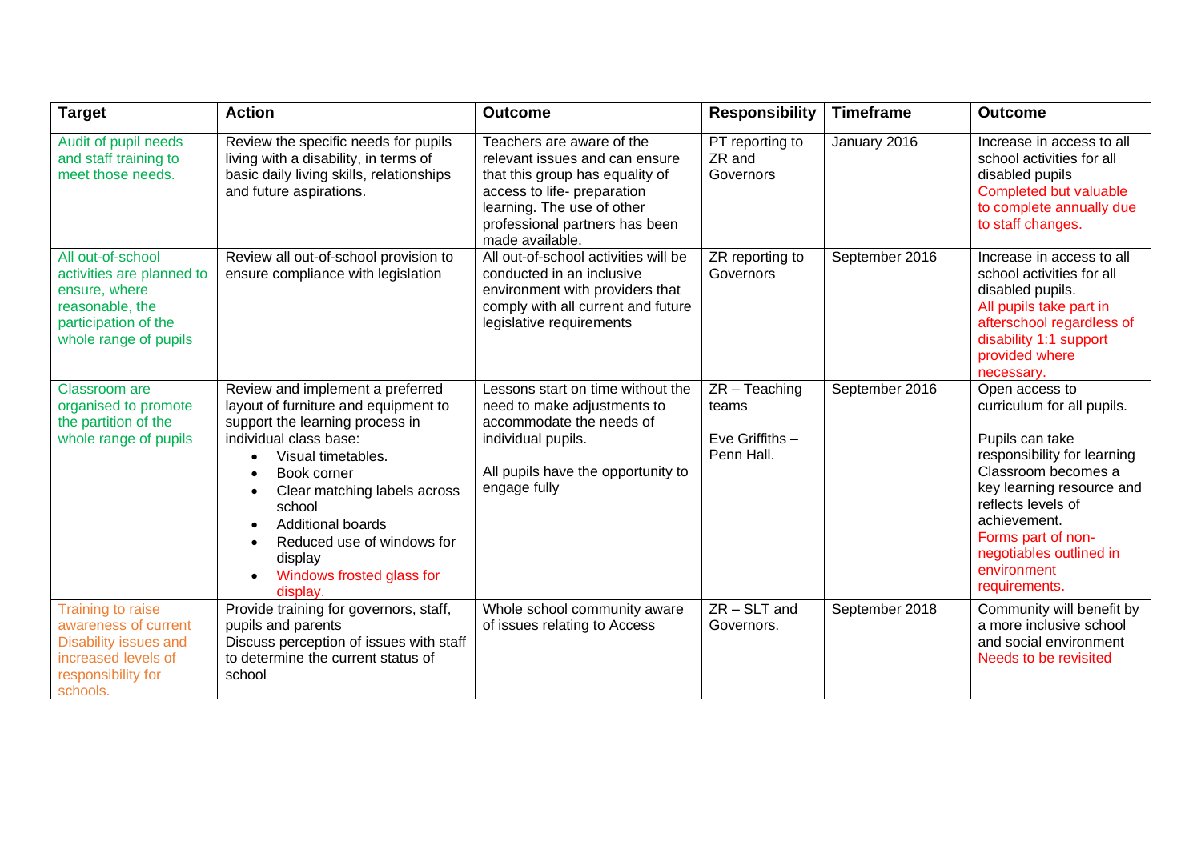| Target | Action | Outcome | Responsibility | Timeframe | Outcome |
|---|---|---|---|---|---|
| Audit of pupil needs and staff training to meet those needs. | Review the specific needs for pupils living with a disability, in terms of basic daily living skills, relationships and future aspirations. | Teachers are aware of the relevant issues and can ensure that this group has equality of access to life- preparation learning. The use of other professional partners has been made available. | PT reporting to ZR and Governors | January 2016 | Increase in access to all school activities for all disabled pupils<br>Completed but valuable to complete annually due to staff changes. |
| All out-of-school activities are planned to ensure, where reasonable, the participation of the whole range of pupils | Review all out-of-school provision to ensure compliance with legislation | All out-of-school activities will be conducted in an inclusive environment with providers that comply with all current and future legislative requirements | ZR reporting to Governors | September 2016 | Increase in access to all school activities for all disabled pupils.<br>All pupils take part in afterschool regardless of disability 1:1 support provided where necessary. |
| Classroom are organised to promote the partition of the whole range of pupils | Review and implement a preferred layout of furniture and equipment to support the learning process in individual class base:<br>• Visual timetables.<br>• Book corner<br>• Clear matching labels across school<br>• Additional boards<br>• Reduced use of windows for display<br>• Windows frosted glass for display. | Lessons start on time without the need to make adjustments to accommodate the needs of individual pupils.<br><br>All pupils have the opportunity to engage fully | ZR – Teaching teams<br><br>Eve Griffiths – Penn Hall. | September 2016 | Open access to curriculum for all pupils.<br><br>Pupils can take responsibility for learning Classroom becomes a key learning resource and reflects levels of achievement.<br>Forms part of non-negotiables outlined in environment requirements. |
| Training to raise awareness of current Disability issues and increased levels of responsibility for schools. | Provide training for governors, staff, pupils and parents<br>Discuss perception of issues with staff to determine the current status of school | Whole school community aware of issues relating to Access | ZR – SLT and Governors. | September 2018 | Community will benefit by a more inclusive school and social environment<br>Needs to be revisited |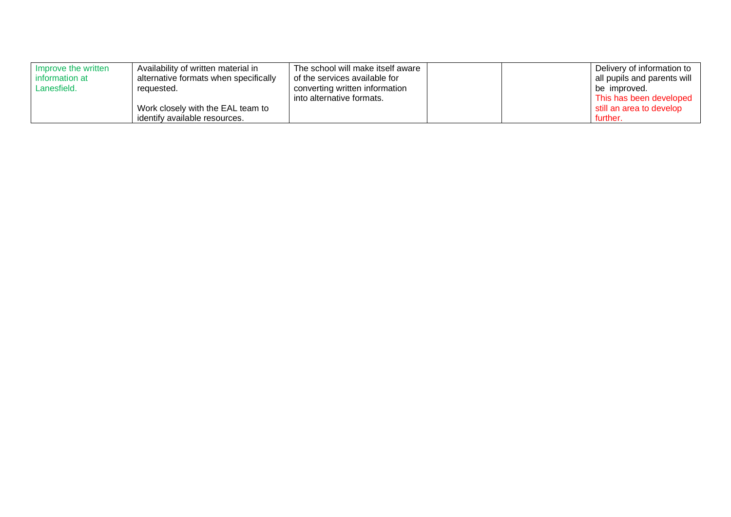| | | | | | |
|---|---|---|---|---|---|
| Improve the written information at Lanesfield. | Availability of written material in alternative formats when specifically requested.<br><br>Work closely with the EAL team to identify available resources. | The school will make itself aware of the services available for converting written information into alternative formats. | | | Delivery of information to all pupils and parents will be improved.<br>This has been developed still an area to develop further. |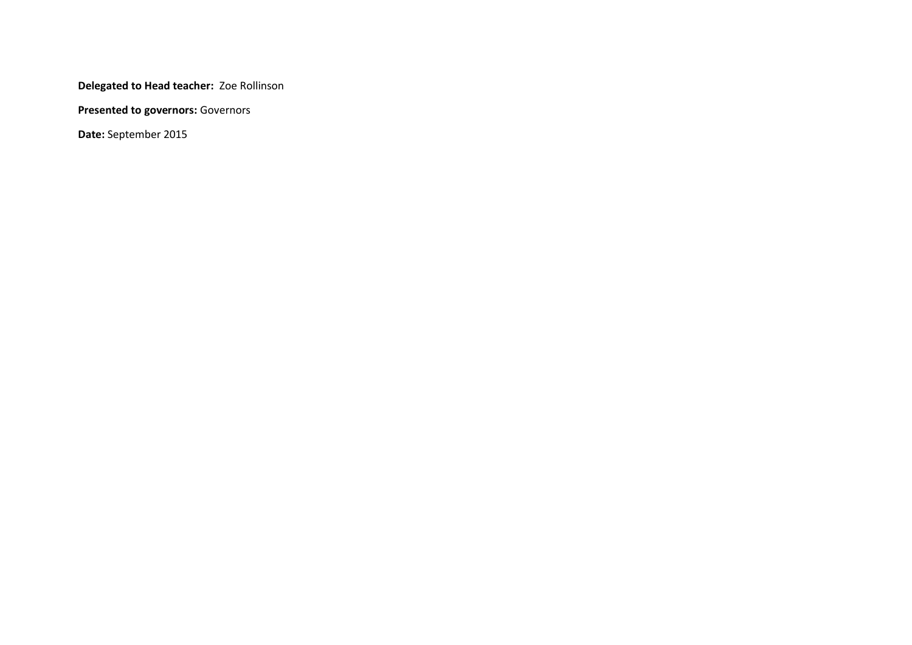**Delegated to Head teacher:** Zoe Rollinson

**Presented to governors:** Governors

**Date:** September 2015